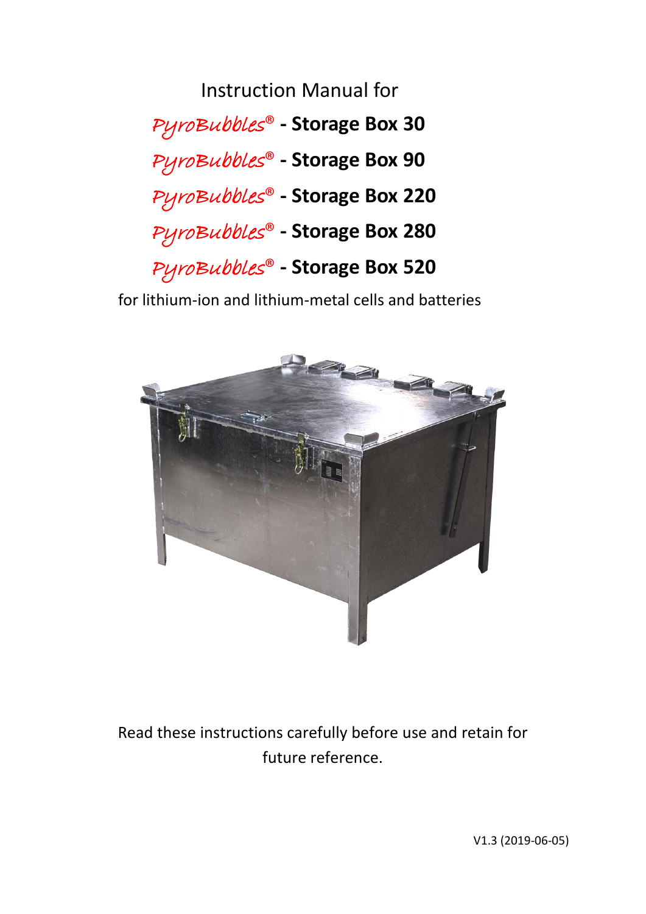Instruction Manual for

# *PyroBubbles*® - Storage Box 30
# *PyroBubbles*® - Storage Box 90
# *PyroBubbles*® - Storage Box 220
# *PyroBubbles*® - Storage Box 280
# *PyroBubbles*® - Storage Box 520

for lithium-ion and lithium-metal cells and batteries

Read these instructions carefully before use and retain for future reference.

V1.3 (2019-06-05)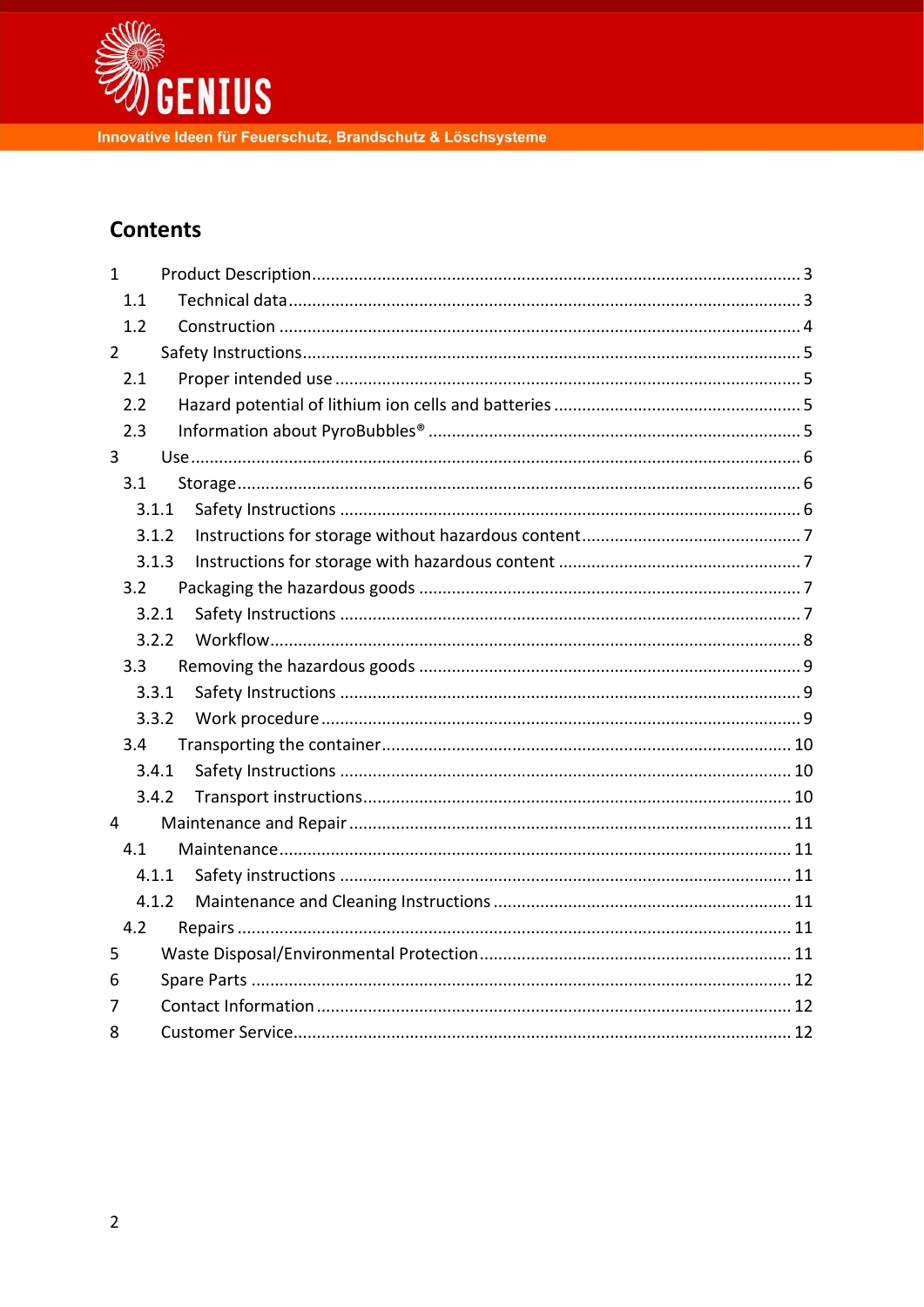GENIUS

Innovative Ideen für Feuerschutz, Brandschutz & Löschsysteme

## Contents

- 1 Product Description ... 3
  - 1.1 Technical data ... 3
  - 1.2 Construction ... 4
- 2 Safety Instructions ... 5
  - 2.1 Proper intended use ... 5
  - 2.2 Hazard potential of lithium ion cells and batteries ... 5
  - 2.3 Information about PyroBubbles® ... 5
- 3 Use ... 6
  - 3.1 Storage ... 6
    - 3.1.1 Safety Instructions ... 6
    - 3.1.2 Instructions for storage without hazardous content ... 7
    - 3.1.3 Instructions for storage with hazardous content ... 7
  - 3.2 Packaging the hazardous goods ... 7
    - 3.2.1 Safety Instructions ... 7
    - 3.2.2 Workflow ... 8
  - 3.3 Removing the hazardous goods ... 9
    - 3.3.1 Safety Instructions ... 9
    - 3.3.2 Work procedure ... 9
  - 3.4 Transporting the container ... 10
    - 3.4.1 Safety Instructions ... 10
    - 3.4.2 Transport instructions ... 10
- 4 Maintenance and Repair ... 11
  - 4.1 Maintenance ... 11
    - 4.1.1 Safety instructions ... 11
    - 4.1.2 Maintenance and Cleaning Instructions ... 11
  - 4.2 Repairs ... 11
- 5 Waste Disposal/Environmental Protection ... 11
- 6 Spare Parts ... 12
- 7 Contact Information ... 12
- 8 Customer Service ... 12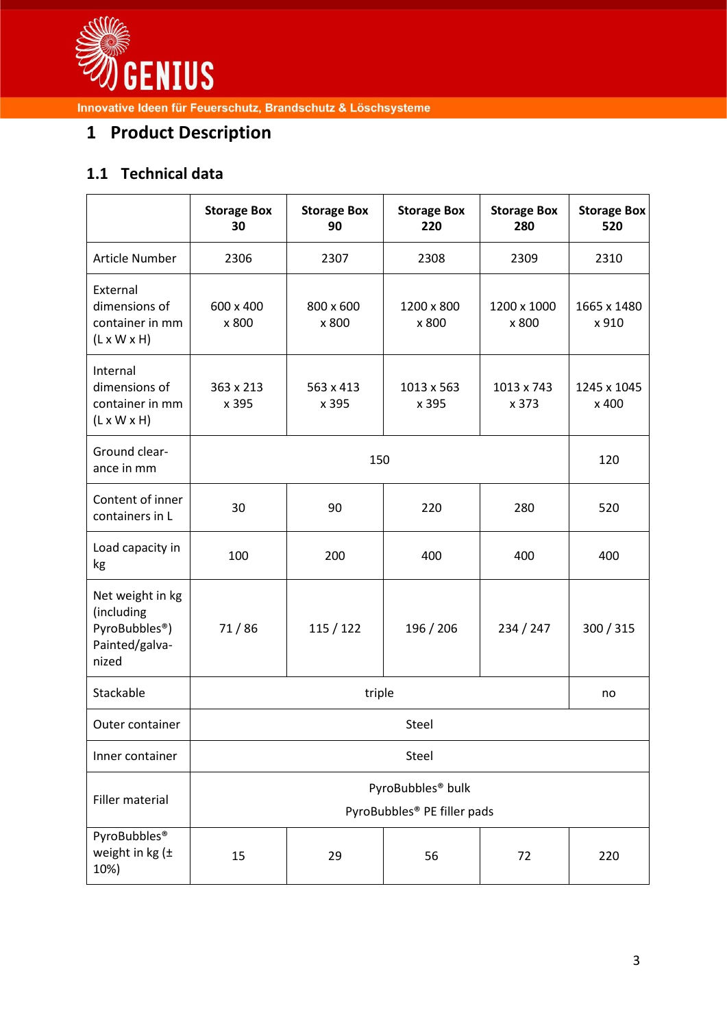# 1 Product Description

## 1.1 Technical data

| | Storage Box 30 | Storage Box 90 | Storage Box 220 | Storage Box 280 | Storage Box 520 |
|---|---|---|---|---|---|
| Article Number | 2306 | 2307 | 2308 | 2309 | 2310 |
| External dimensions of container in mm (L x W x H) | 600 x 400 x 800 | 800 x 600 x 800 | 1200 x 800 x 800 | 1200 x 1000 x 800 | 1665 x 1480 x 910 |
| Internal dimensions of container in mm (L x W x H) | 363 x 213 x 395 | 563 x 413 x 395 | 1013 x 563 x 395 | 1013 x 743 x 373 | 1245 x 1045 x 400 |
| Ground clear-ance in mm | 150 | | | | 120 |
| Content of inner containers in L | 30 | 90 | 220 | 280 | 520 |
| Load capacity in kg | 100 | 200 | 400 | 400 | 400 |
| Net weight in kg (including PyroBubbles®) Painted/galva-nized | 71 / 86 | 115 / 122 | 196 / 206 | 234 / 247 | 300 / 315 |
| Stackable | triple | | | | no |
| Outer container | Steel | | | | |
| Inner container | Steel | | | | |
| Filler material | PyroBubbles® bulk<br>PyroBubbles® PE filler pads | | | | |
| PyroBubbles® weight in kg (± 10%) | 15 | 29 | 56 | 72 | 220 |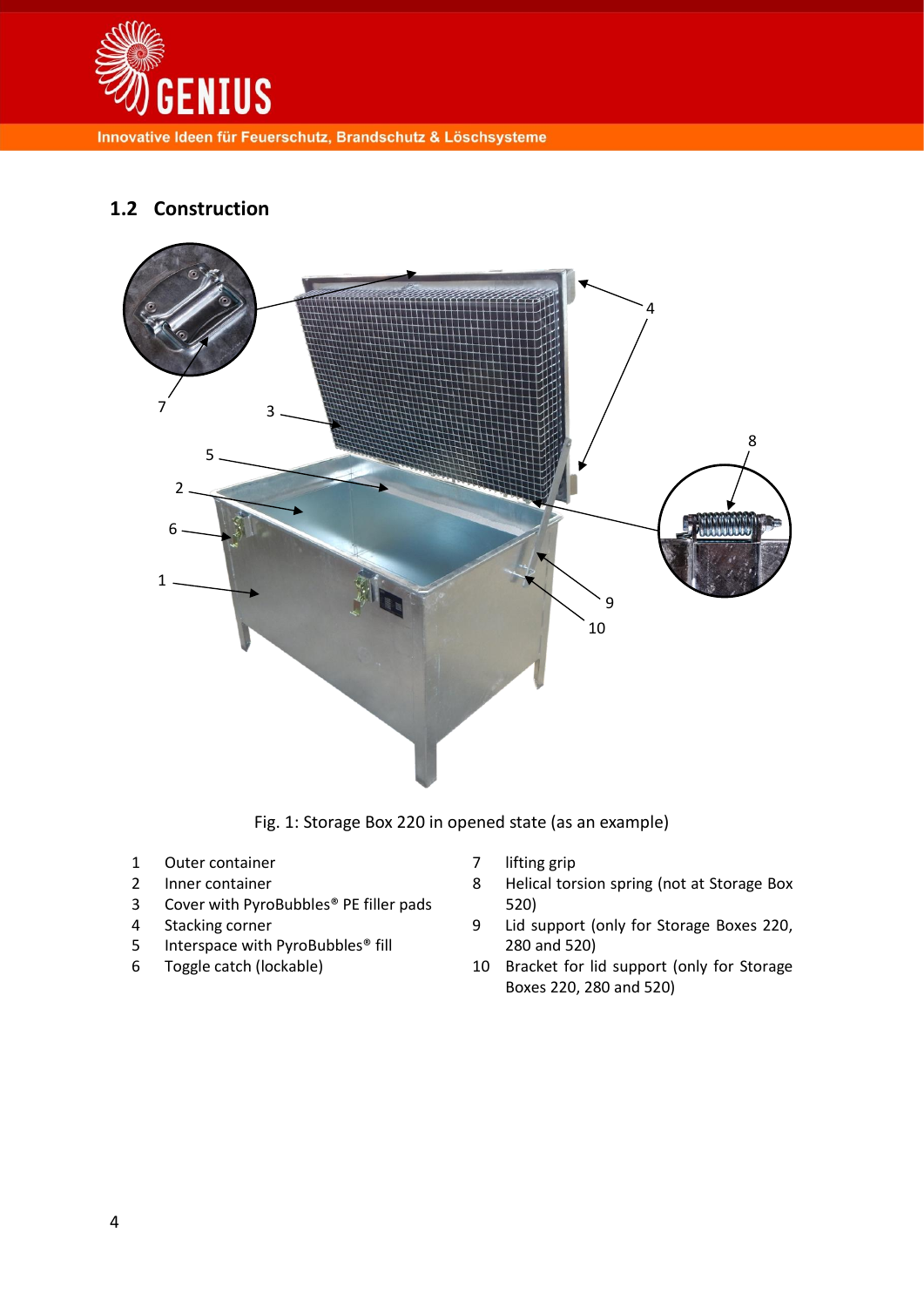## 1.2 Construction

Fig. 1: Storage Box 220 in opened state (as an example)

1. Outer container
2. Inner container
3. Cover with PyroBubbles® PE filler pads
4. Stacking corner
5. Interspace with PyroBubbles® fill
6. Toggle catch (lockable)
7. lifting grip
8. Helical torsion spring (not at Storage Box 520)
9. Lid support (only for Storage Boxes 220, 280 and 520)
10. Bracket for lid support (only for Storage Boxes 220, 280 and 520)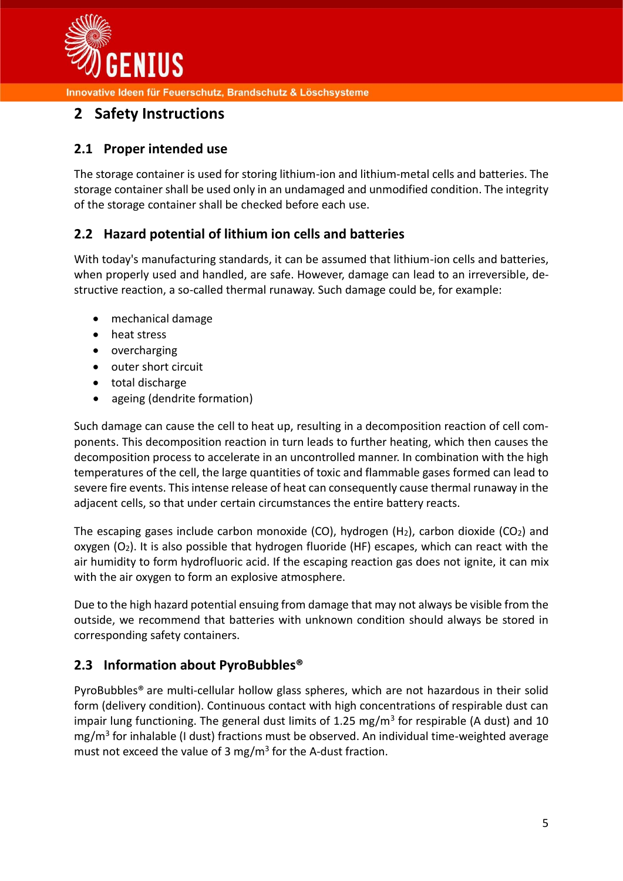## 2 Safety Instructions

### 2.1 Proper intended use

The storage container is used for storing lithium-ion and lithium-metal cells and batteries. The storage container shall be used only in an undamaged and unmodified condition. The integrity of the storage container shall be checked before each use.

### 2.2 Hazard potential of lithium ion cells and batteries

With today's manufacturing standards, it can be assumed that lithium-ion cells and batteries, when properly used and handled, are safe. However, damage can lead to an irreversible, destructive reaction, a so-called thermal runaway. Such damage could be, for example:

- mechanical damage
- heat stress
- overcharging
- outer short circuit
- total discharge
- ageing (dendrite formation)

Such damage can cause the cell to heat up, resulting in a decomposition reaction of cell components. This decomposition reaction in turn leads to further heating, which then causes the decomposition process to accelerate in an uncontrolled manner. In combination with the high temperatures of the cell, the large quantities of toxic and flammable gases formed can lead to severe fire events. This intense release of heat can consequently cause thermal runaway in the adjacent cells, so that under certain circumstances the entire battery reacts.

The escaping gases include carbon monoxide (CO), hydrogen ($H_2$), carbon dioxide ($CO_2$) and oxygen ($O_2$). It is also possible that hydrogen fluoride (HF) escapes, which can react with the air humidity to form hydrofluoric acid. If the escaping reaction gas does not ignite, it can mix with the air oxygen to form an explosive atmosphere.

Due to the high hazard potential ensuing from damage that may not always be visible from the outside, we recommend that batteries with unknown condition should always be stored in corresponding safety containers.

### 2.3 Information about PyroBubbles®

PyroBubbles® are multi-cellular hollow glass spheres, which are not hazardous in their solid form (delivery condition). Continuous contact with high concentrations of respirable dust can impair lung functioning. The general dust limits of 1.25 $mg/m^3$ for respirable (A dust) and 10 $mg/m^3$ for inhalable (I dust) fractions must be observed. An individual time-weighted average must not exceed the value of 3 $mg/m^3$ for the A-dust fraction.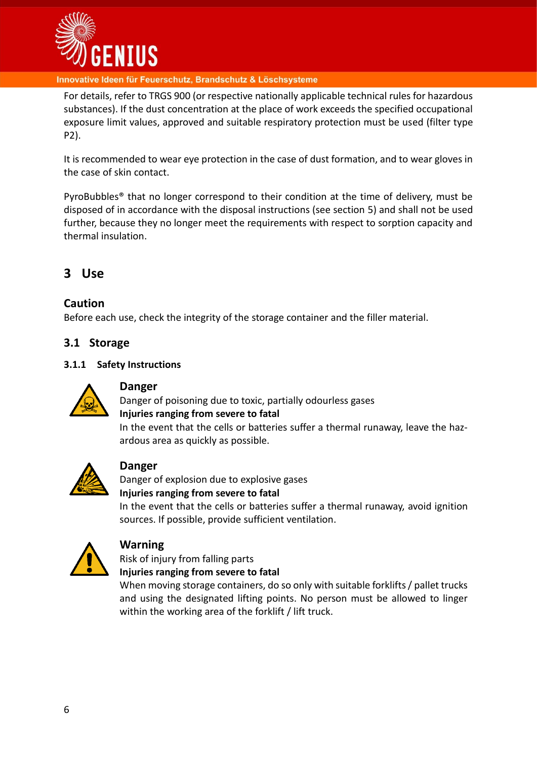For details, refer to TRGS 900 (or respective nationally applicable technical rules for hazardous substances). If the dust concentration at the place of work exceeds the specified occupational exposure limit values, approved and suitable respiratory protection must be used (filter type P2).

It is recommended to wear eye protection in the case of dust formation, and to wear gloves in the case of skin contact.

PyroBubbles® that no longer correspond to their condition at the time of delivery, must be disposed of in accordance with the disposal instructions (see section 5) and shall not be used further, because they no longer meet the requirements with respect to sorption capacity and thermal insulation.

# 3 Use

### Caution

Before each use, check the integrity of the storage container and the filler material.

## 3.1 Storage

### 3.1.1 Safety Instructions

**Danger**

Danger of poisoning due to toxic, partially odourless gases

**Injuries ranging from severe to fatal**

In the event that the cells or batteries suffer a thermal runaway, leave the hazardous area as quickly as possible.

**Danger**

Danger of explosion due to explosive gases

**Injuries ranging from severe to fatal**

In the event that the cells or batteries suffer a thermal runaway, avoid ignition sources. If possible, provide sufficient ventilation.

**Warning**

Risk of injury from falling parts

**Injuries ranging from severe to fatal**

When moving storage containers, do so only with suitable forklifts / pallet trucks and using the designated lifting points. No person must be allowed to linger within the working area of the forklift / lift truck.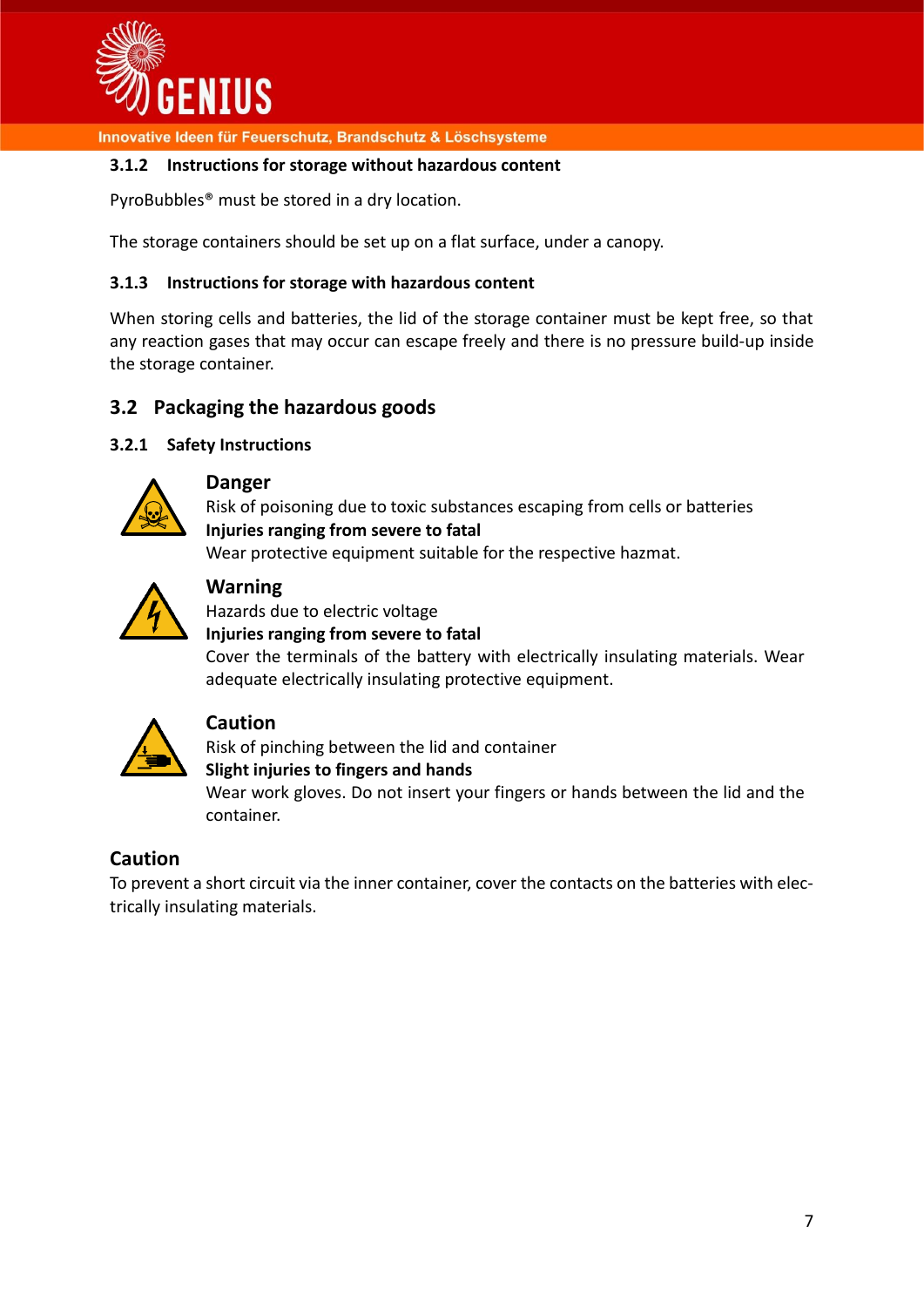#### 3.1.2 Instructions for storage without hazardous content

PyroBubbles® must be stored in a dry location.

The storage containers should be set up on a flat surface, under a canopy.

#### 3.1.3 Instructions for storage with hazardous content

When storing cells and batteries, the lid of the storage container must be kept free, so that any reaction gases that may occur can escape freely and there is no pressure build-up inside the storage container.

## 3.2 Packaging the hazardous goods

#### 3.2.1 Safety Instructions

**Danger**
Risk of poisoning due to toxic substances escaping from cells or batteries
**Injuries ranging from severe to fatal**
Wear protective equipment suitable for the respective hazmat.

**Warning**
Hazards due to electric voltage
**Injuries ranging from severe to fatal**
Cover the terminals of the battery with electrically insulating materials. Wear adequate electrically insulating protective equipment.

**Caution**
Risk of pinching between the lid and container
**Slight injuries to fingers and hands**
Wear work gloves. Do not insert your fingers or hands between the lid and the container.

**Caution**
To prevent a short circuit via the inner container, cover the contacts on the batteries with electrically insulating materials.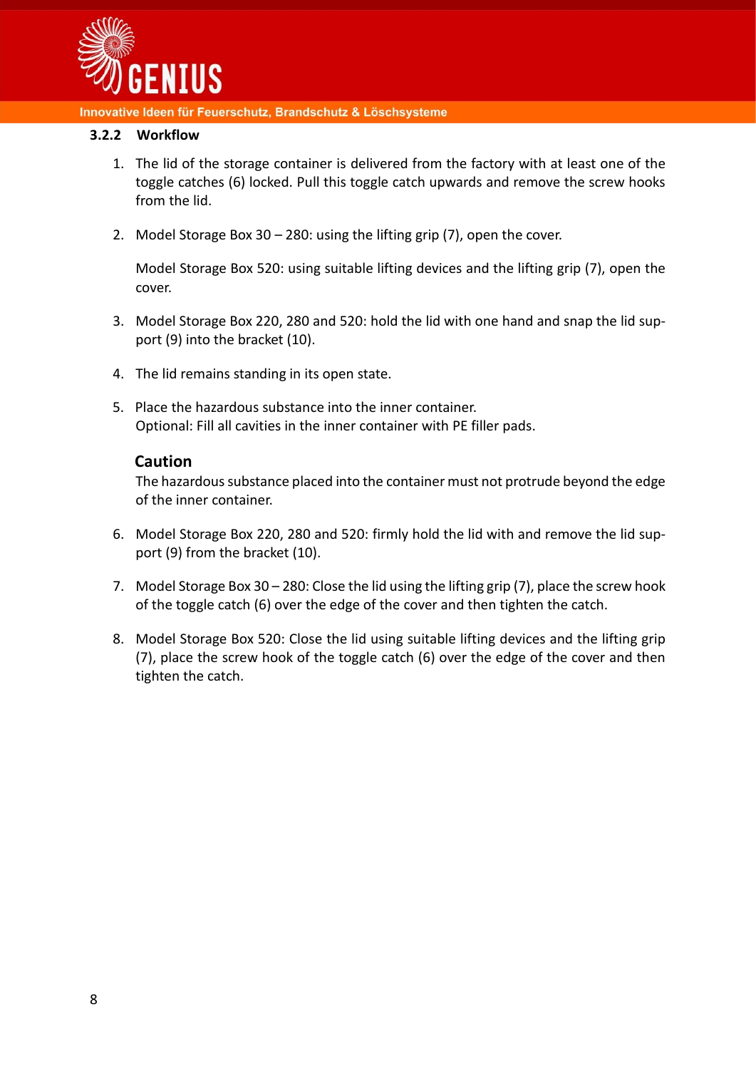### 3.2.2 Workflow

1. The lid of the storage container is delivered from the factory with at least one of the toggle catches (6) locked. Pull this toggle catch upwards and remove the screw hooks from the lid.

2. Model Storage Box 30 – 280: using the lifting grip (7), open the cover.

   Model Storage Box 520: using suitable lifting devices and the lifting grip (7), open the cover.

3. Model Storage Box 220, 280 and 520: hold the lid with one hand and snap the lid support (9) into the bracket (10).

4. The lid remains standing in its open state.

5. Place the hazardous substance into the inner container.
   Optional: Fill all cavities in the inner container with PE filler pads.

   **Caution**
   The hazardous substance placed into the container must not protrude beyond the edge of the inner container.

6. Model Storage Box 220, 280 and 520: firmly hold the lid with and remove the lid support (9) from the bracket (10).

7. Model Storage Box 30 – 280: Close the lid using the lifting grip (7), place the screw hook of the toggle catch (6) over the edge of the cover and then tighten the catch.

8. Model Storage Box 520: Close the lid using suitable lifting devices and the lifting grip (7), place the screw hook of the toggle catch (6) over the edge of the cover and then tighten the catch.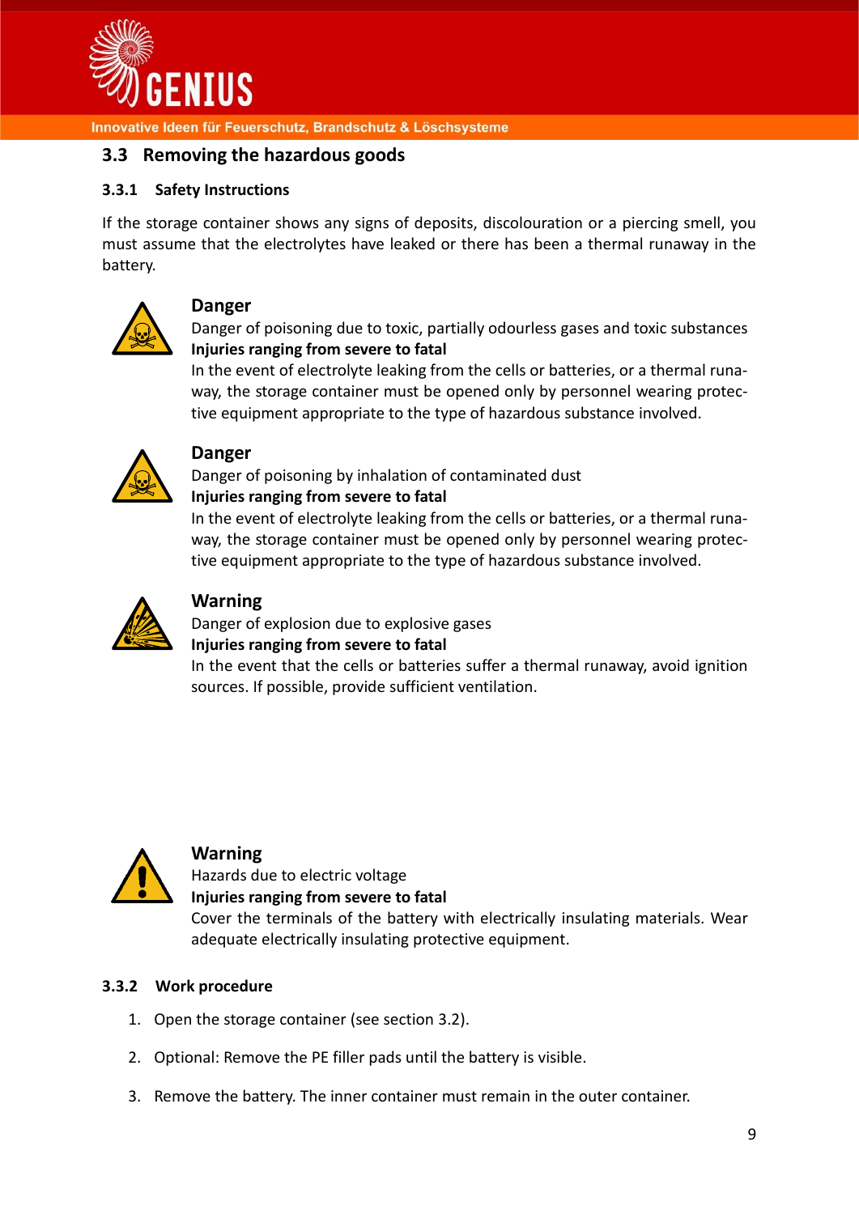## 3.3 Removing the hazardous goods

### 3.3.1 Safety Instructions

If the storage container shows any signs of deposits, discolouration or a piercing smell, you must assume that the electrolytes have leaked or there has been a thermal runaway in the battery.

**Danger**
Danger of poisoning due to toxic, partially odourless gases and toxic substances
**Injuries ranging from severe to fatal**
In the event of electrolyte leaking from the cells or batteries, or a thermal runaway, the storage container must be opened only by personnel wearing protective equipment appropriate to the type of hazardous substance involved.

**Danger**
Danger of poisoning by inhalation of contaminated dust
**Injuries ranging from severe to fatal**
In the event of electrolyte leaking from the cells or batteries, or a thermal runaway, the storage container must be opened only by personnel wearing protective equipment appropriate to the type of hazardous substance involved.

**Warning**
Danger of explosion due to explosive gases
**Injuries ranging from severe to fatal**
In the event that the cells or batteries suffer a thermal runaway, avoid ignition sources. If possible, provide sufficient ventilation.

**Warning**
Hazards due to electric voltage
**Injuries ranging from severe to fatal**
Cover the terminals of the battery with electrically insulating materials. Wear adequate electrically insulating protective equipment.

### 3.3.2 Work procedure

1. Open the storage container (see section 3.2).
2. Optional: Remove the PE filler pads until the battery is visible.
3. Remove the battery. The inner container must remain in the outer container.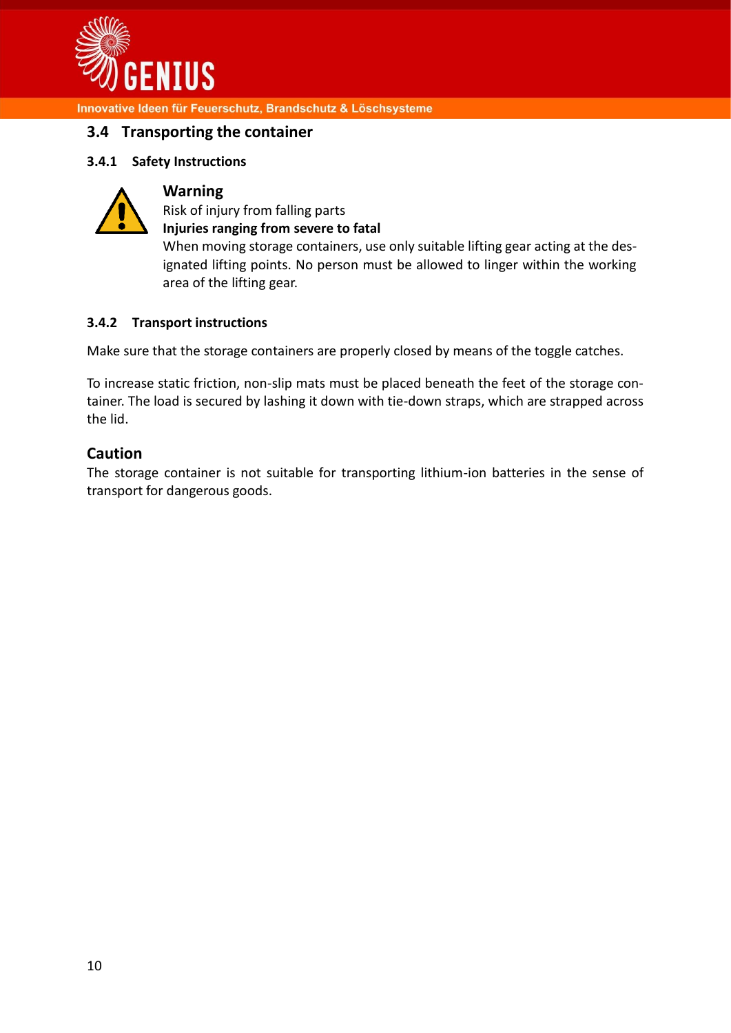## 3.4 Transporting the container

### 3.4.1 Safety Instructions

**Warning**

Risk of injury from falling parts

**Injuries ranging from severe to fatal**

When moving storage containers, use only suitable lifting gear acting at the designated lifting points. No person must be allowed to linger within the working area of the lifting gear.

### 3.4.2 Transport instructions

Make sure that the storage containers are properly closed by means of the toggle catches.

To increase static friction, non-slip mats must be placed beneath the feet of the storage container. The load is secured by lashing it down with tie-down straps, which are strapped across the lid.

**Caution**

The storage container is not suitable for transporting lithium-ion batteries in the sense of transport for dangerous goods.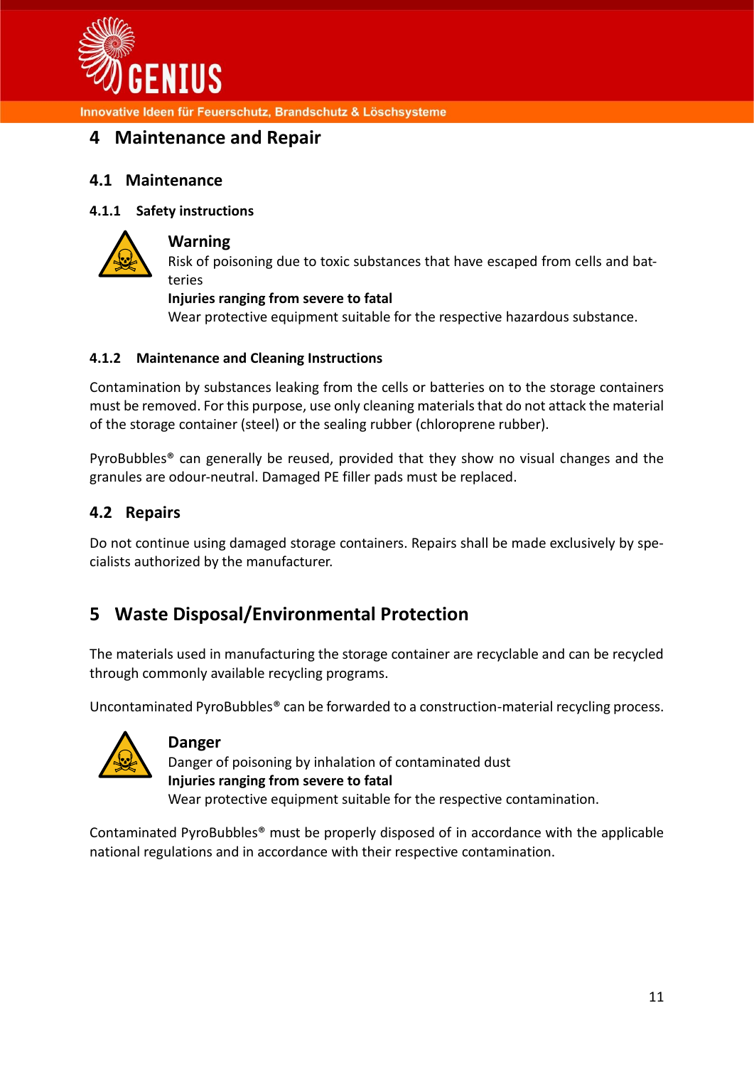# 4 Maintenance and Repair

## 4.1 Maintenance

### 4.1.1 Safety instructions

**Warning**
Risk of poisoning due to toxic substances that have escaped from cells and batteries
**Injuries ranging from severe to fatal**
Wear protective equipment suitable for the respective hazardous substance.

### 4.1.2 Maintenance and Cleaning Instructions

Contamination by substances leaking from the cells or batteries on to the storage containers must be removed. For this purpose, use only cleaning materials that do not attack the material of the storage container (steel) or the sealing rubber (chloroprene rubber).

PyroBubbles® can generally be reused, provided that they show no visual changes and the granules are odour-neutral. Damaged PE filler pads must be replaced.

## 4.2 Repairs

Do not continue using damaged storage containers. Repairs shall be made exclusively by specialists authorized by the manufacturer.

# 5 Waste Disposal/Environmental Protection

The materials used in manufacturing the storage container are recyclable and can be recycled through commonly available recycling programs.

Uncontaminated PyroBubbles® can be forwarded to a construction-material recycling process.

**Danger**
Danger of poisoning by inhalation of contaminated dust
**Injuries ranging from severe to fatal**
Wear protective equipment suitable for the respective contamination.

Contaminated PyroBubbles® must be properly disposed of in accordance with the applicable national regulations and in accordance with their respective contamination.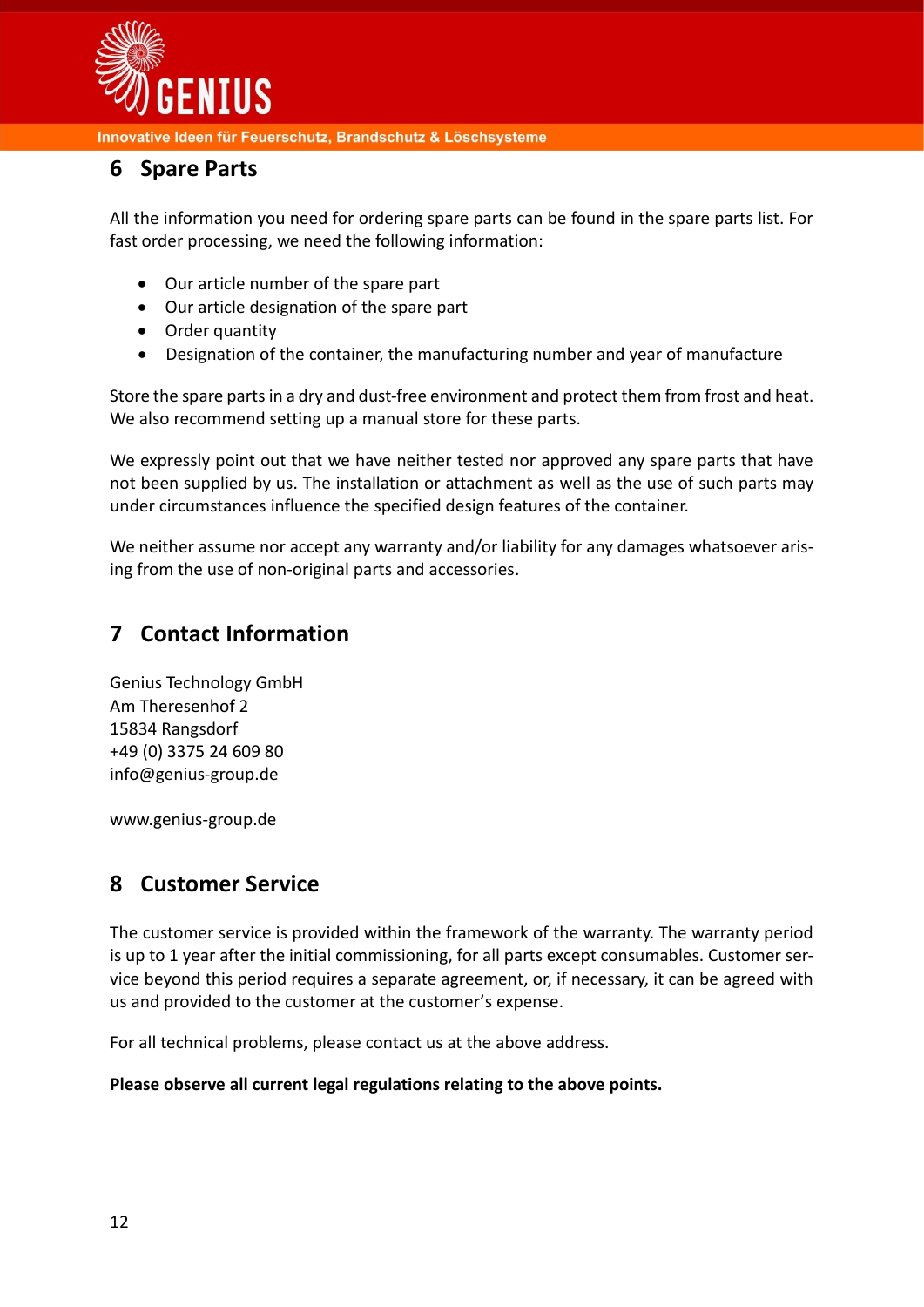## 6 Spare Parts

All the information you need for ordering spare parts can be found in the spare parts list. For fast order processing, we need the following information:

- Our article number of the spare part
- Our article designation of the spare part
- Order quantity
- Designation of the container, the manufacturing number and year of manufacture

Store the spare parts in a dry and dust-free environment and protect them from frost and heat. We also recommend setting up a manual store for these parts.

We expressly point out that we have neither tested nor approved any spare parts that have not been supplied by us. The installation or attachment as well as the use of such parts may under circumstances influence the specified design features of the container.

We neither assume nor accept any warranty and/or liability for any damages whatsoever arising from the use of non-original parts and accessories.

## 7 Contact Information

Genius Technology GmbH
Am Theresenhof 2
15834 Rangsdorf
+49 (0) 3375 24 609 80
info@genius-group.de

www.genius-group.de

## 8 Customer Service

The customer service is provided within the framework of the warranty. The warranty period is up to 1 year after the initial commissioning, for all parts except consumables. Customer service beyond this period requires a separate agreement, or, if necessary, it can be agreed with us and provided to the customer at the customer's expense.

For all technical problems, please contact us at the above address.

**Please observe all current legal regulations relating to the above points.**